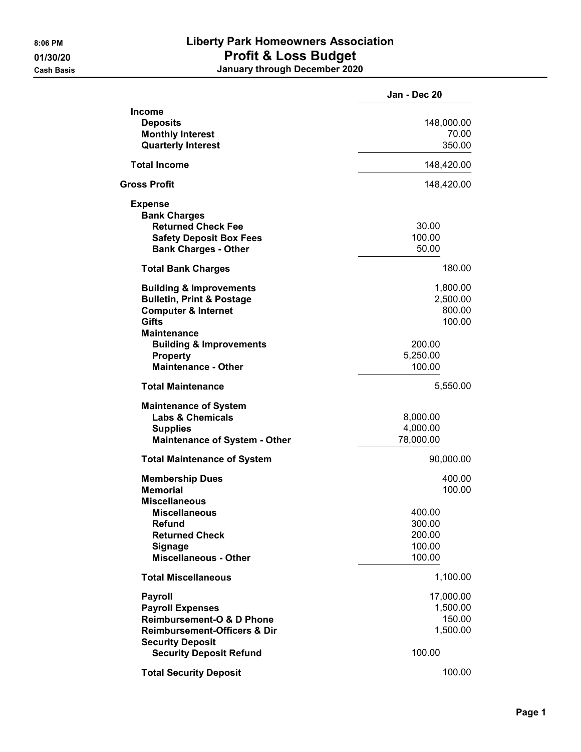# Liberty Park Homeowners Association

## Profit & Loss Budget

### January through December 2020

8:06 PM
01/30/20
Cash Basis

| | | Jan - Dec 20 |
|---|---|---|
| **Income** | | |
| **Deposits** | | 148,000.00 |
| **Monthly Interest** | | 70.00 |
| **Quarterly Interest** | | 350.00 |
| **Total Income** | | 148,420.00 |
| **Gross Profit** | | 148,420.00 |
| **Expense** | | |
| **Bank Charges** | | |
| **Returned Check Fee** | 30.00 | |
| **Safety Deposit Box Fees** | 100.00 | |
| **Bank Charges - Other** | 50.00 | |
| **Total Bank Charges** | | 180.00 |
| **Building & Improvements** | | 1,800.00 |
| **Bulletin, Print & Postage** | | 2,500.00 |
| **Computer & Internet** | | 800.00 |
| **Gifts** | | 100.00 |
| **Maintenance** | | |
| **Building & Improvements** | 200.00 | |
| **Property** | 5,250.00 | |
| **Maintenance - Other** | 100.00 | |
| **Total Maintenance** | | 5,550.00 |
| **Maintenance of System** | | |
| **Labs & Chemicals** | 8,000.00 | |
| **Supplies** | 4,000.00 | |
| **Maintenance of System - Other** | 78,000.00 | |
| **Total Maintenance of System** | | 90,000.00 |
| **Membership Dues** | | 400.00 |
| **Memorial** | | 100.00 |
| **Miscellaneous** | | |
| **Miscellaneous** | 400.00 | |
| **Refund** | 300.00 | |
| **Returned Check** | 200.00 | |
| **Signage** | 100.00 | |
| **Miscellaneous - Other** | 100.00 | |
| **Total Miscellaneous** | | 1,100.00 |
| **Payroll** | | 17,000.00 |
| **Payroll Expenses** | | 1,500.00 |
| **Reimbursement-O & D Phone** | | 150.00 |
| **Reimbursement-Officers & Dir** | | 1,500.00 |
| **Security Deposit** | | |
| **Security Deposit Refund** | 100.00 | |
| **Total Security Deposit** | | 100.00 |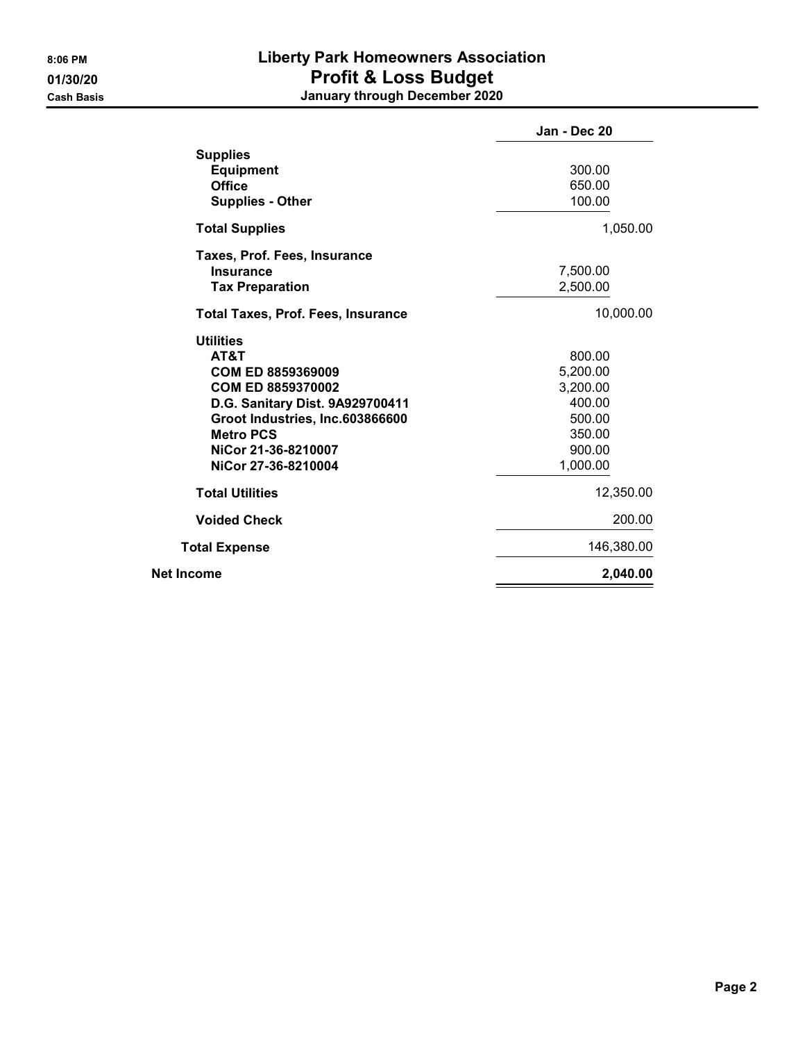# Liberty Park Homeowners Association

## Profit & Loss Budget

### January through December 2020

8:06 PM
01/30/20
Cash Basis

| | Jan - Dec 20 | |
|---|---|---|
| **Supplies** | | |
| **Equipment** | 300.00 | |
| **Office** | 650.00 | |
| **Supplies - Other** | 100.00 | |
| **Total Supplies** | | 1,050.00 |
| **Taxes, Prof. Fees, Insurance** | | |
| **Insurance** | 7,500.00 | |
| **Tax Preparation** | 2,500.00 | |
| **Total Taxes, Prof. Fees, Insurance** | | 10,000.00 |
| **Utilities** | | |
| **AT&T** | 800.00 | |
| **COM ED 8859369009** | 5,200.00 | |
| **COM ED 8859370002** | 3,200.00 | |
| **D.G. Sanitary Dist. 9A929700411** | 400.00 | |
| **Groot Industries, Inc.603866600** | 500.00 | |
| **Metro PCS** | 350.00 | |
| **NiCor 21-36-8210007** | 900.00 | |
| **NiCor 27-36-8210004** | 1,000.00 | |
| **Total Utilities** | | 12,350.00 |
| **Voided Check** | | 200.00 |
| **Total Expense** | | 146,380.00 |
| **Net Income** | | **2,040.00** |